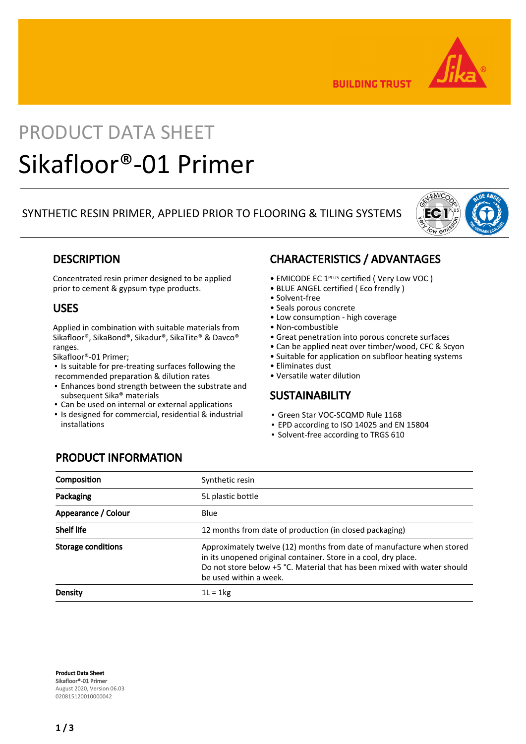BUILDING TRUST

PRODUCT DATA SHEET

# Sikafloor®-01 Primer

SYNTHETIC RESIN PRIMER, APPLIED PRIOR TO FLOORING & TILING SYSTEMS

## DESCRIPTION

Concentrated resin primer designed to be applied prior to cement & gypsum type products.

## USES

Applied in combination with suitable materials from Sikafloor®, SikaBond®, Sikadur®, SikaTite® & Davco® ranges.
Sikafloor®-01 Primer;

- Is suitable for pre-treating surfaces following the recommended preparation & dilution rates
- Enhances bond strength between the substrate and subsequent Sika® materials
- Can be used on internal or external applications
- Is designed for commercial, residential & industrial installations

## CHARACTERISTICS / ADVANTAGES

- EMICODE EC 1PLUS certified ( Very Low VOC )
- BLUE ANGEL certified ( Eco frendly )
- Solvent-free
- Seals porous concrete
- Low consumption - high coverage
- Non-combustible
- Great penetration into porous concrete surfaces
- Can be applied neat over timber/wood, CFC & Scyon
- Suitable for application on subfloor heating systems
- Eliminates dust
- Versatile water dilution

## SUSTAINABILITY

- Green Star VOC-SCQMD Rule 1168
- EPD according to ISO 14025 and EN 15804
- Solvent-free according to TRGS 610

## PRODUCT INFORMATION

| | |
|---|---|
| **Composition** | Synthetic resin |
| **Packaging** | 5L plastic bottle |
| **Appearance / Colour** | Blue |
| **Shelf life** | 12 months from date of production (in closed packaging) |
| **Storage conditions** | Approximately twelve (12) months from date of manufacture when stored in its unopened original container. Store in a cool, dry place. Do not store below +5 °C. Material that has been mixed with water should be used within a week. |
| **Density** | 1L = 1kg |

**Product Data Sheet**
Sikafloor®-01 Primer
August 2020, Version 06.03
020815120010000042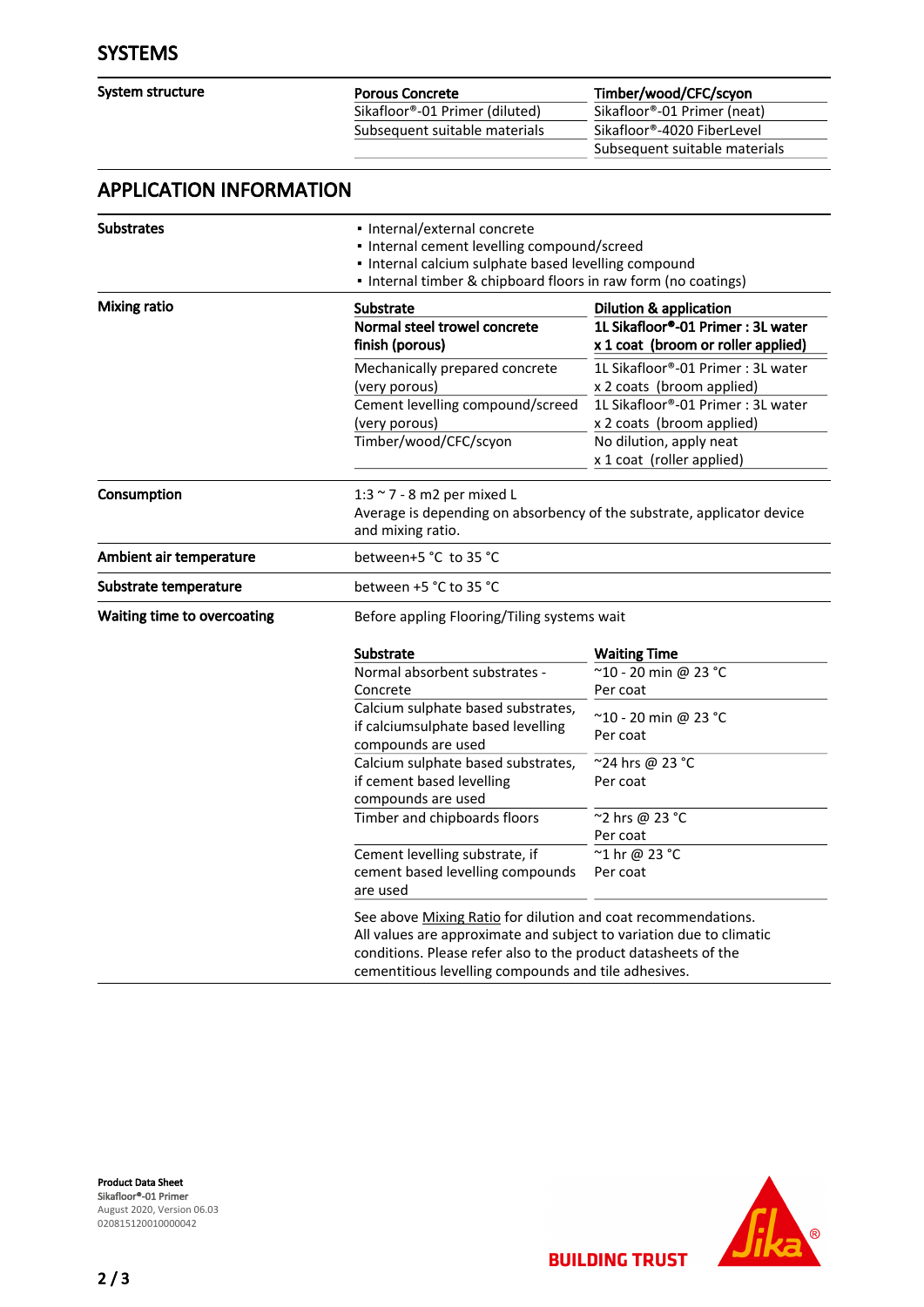## SYSTEMS

**System structure**

| Porous Concrete | Timber/wood/CFC/scyon |
|---|---|
| Sikafloor®-01 Primer (diluted) | Sikafloor®-01 Primer (neat) |
| Subsequent suitable materials | Sikafloor®-4020 FiberLevel |
| | Subsequent suitable materials |

## APPLICATION INFORMATION

**Substrates**

- Internal/external concrete
- Internal cement levelling compound/screed
- Internal calcium sulphate based levelling compound
- Internal timber & chipboard floors in raw form (no coatings)

**Mixing ratio**

| Substrate | Dilution & application |
|---|---|
| **Normal steel trowel concrete finish (porous)** | **1L Sikafloor®-01 Primer : 3L water x 1 coat (broom or roller applied)** |
| Mechanically prepared concrete (very porous) | 1L Sikafloor®-01 Primer : 3L water x 2 coats (broom applied) |
| Cement levelling compound/screed (very porous) | 1L Sikafloor®-01 Primer : 3L water x 2 coats (broom applied) |
| Timber/wood/CFC/scyon | No dilution, apply neat x 1 coat (roller applied) |

**Consumption**

1:3 ~ 7 - 8 m2 per mixed L
Average is depending on absorbency of the substrate, applicator device and mixing ratio.

**Ambient air temperature**

between+5 °C to 35 °C

**Substrate temperature**

between +5 °C to 35 °C

**Waiting time to overcoating**

Before appling Flooring/Tiling systems wait

| Substrate | Waiting Time |
|---|---|
| Normal absorbent substrates - Concrete | ~10 - 20 min @ 23 °C Per coat |
| Calcium sulphate based substrates, if calciumsulphate based levelling compounds are used | ~10 - 20 min @ 23 °C Per coat |
| Calcium sulphate based substrates, if cement based levelling compounds are used | ~24 hrs @ 23 °C Per coat |
| Timber and chipboards floors | ~2 hrs @ 23 °C Per coat |
| Cement levelling substrate, if cement based levelling compounds are used | ~1 hr @ 23 °C Per coat |

See above Mixing Ratio for dilution and coat recommendations.
All values are approximate and subject to variation due to climatic conditions. Please refer also to the product datasheets of the cementitious levelling compounds and tile adhesives.

**Product Data Sheet**
Sikafloor®-01 Primer
August 2020, Version 06.03
020815120010000042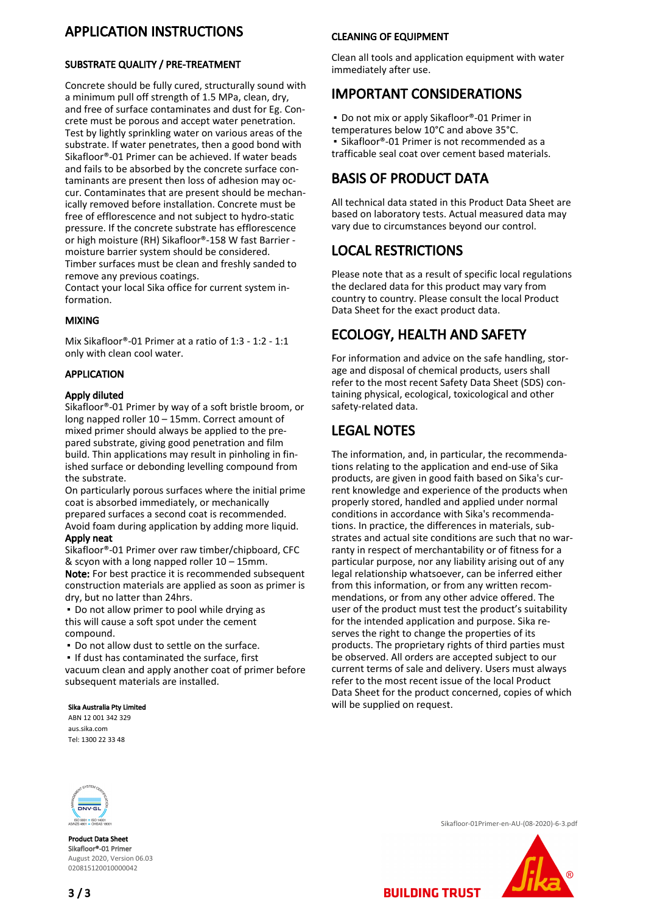# APPLICATION INSTRUCTIONS

### SUBSTRATE QUALITY / PRE-TREATMENT

Concrete should be fully cured, structurally sound with a minimum pull off strength of 1.5 MPa, clean, dry, and free of surface contaminates and dust for Eg. Concrete must be porous and accept water penetration. Test by lightly sprinkling water on various areas of the substrate. If water penetrates, then a good bond with Sikafloor®-01 Primer can be achieved. If water beads and fails to be absorbed by the concrete surface contaminants are present then loss of adhesion may occur. Contaminates that are present should be mechanically removed before installation. Concrete must be free of efflorescence and not subject to hydro-static pressure. If the concrete substrate has efflorescence or high moisture (RH) Sikafloor®-158 W fast Barrier - moisture barrier system should be considered.
Timber surfaces must be clean and freshly sanded to remove any previous coatings.
Contact your local Sika office for current system information.

### MIXING

Mix Sikafloor®-01 Primer at a ratio of 1:3 - 1:2 - 1:1 only with clean cool water.

### APPLICATION

**Apply diluted**
Sikafloor®-01 Primer by way of a soft bristle broom, or long napped roller 10 – 15mm. Correct amount of mixed primer should always be applied to the prepared substrate, giving good penetration and film build. Thin applications may result in pinholing in finished surface or debonding levelling compound from the substrate.
On particularly porous surfaces where the initial prime coat is absorbed immediately, or mechanically prepared surfaces a second coat is recommended. Avoid foam during application by adding more liquid.
**Apply neat**
Sikafloor®-01 Primer over raw timber/chipboard, CFC & scyon with a long napped roller 10 – 15mm.
**Note:** For best practice it is recommended subsequent construction materials are applied as soon as primer is dry, but no latter than 24hrs.

- Do not allow primer to pool while drying as this will cause a soft spot under the cement compound.
- Do not allow dust to settle on the surface.
- If dust has contaminated the surface, first vacuum clean and apply another coat of primer before subsequent materials are installed.

**Sika Australia Pty Limited**
ABN 12 001 342 329
aus.sika.com
Tel: 1300 22 33 48

### CLEANING OF EQUIPMENT

Clean all tools and application equipment with water immediately after use.

# IMPORTANT CONSIDERATIONS

- Do not mix or apply Sikafloor®-01 Primer in temperatures below 10°C and above 35°C.
- Sikafloor®-01 Primer is not recommended as a trafficable seal coat over cement based materials.

# BASIS OF PRODUCT DATA

All technical data stated in this Product Data Sheet are based on laboratory tests. Actual measured data may vary due to circumstances beyond our control.

# LOCAL RESTRICTIONS

Please note that as a result of specific local regulations the declared data for this product may vary from country to country. Please consult the local Product Data Sheet for the exact product data.

# ECOLOGY, HEALTH AND SAFETY

For information and advice on the safe handling, storage and disposal of chemical products, users shall refer to the most recent Safety Data Sheet (SDS) containing physical, ecological, toxicological and other safety-related data.

# LEGAL NOTES

The information, and, in particular, the recommendations relating to the application and end-use of Sika products, are given in good faith based on Sika's current knowledge and experience of the products when properly stored, handled and applied under normal conditions in accordance with Sika's recommendations. In practice, the differences in materials, substrates and actual site conditions are such that no warranty in respect of merchantability or of fitness for a particular purpose, nor any liability arising out of any legal relationship whatsoever, can be inferred either from this information, or from any written recommendations, or from any other advice offered. The user of the product must test the product's suitability for the intended application and purpose. Sika reserves the right to change the properties of its products. The proprietary rights of third parties must be observed. All orders are accepted subject to our current terms of sale and delivery. Users must always refer to the most recent issue of the local Product Data Sheet for the product concerned, copies of which will be supplied on request.

Sikafloor-01Primer-en-AU-(08-2020)-6-3.pdf

**Product Data Sheet**
**Sikafloor®-01 Primer**
August 2020, Version 06.03
020815120010000042

**BUILDING TRUST**